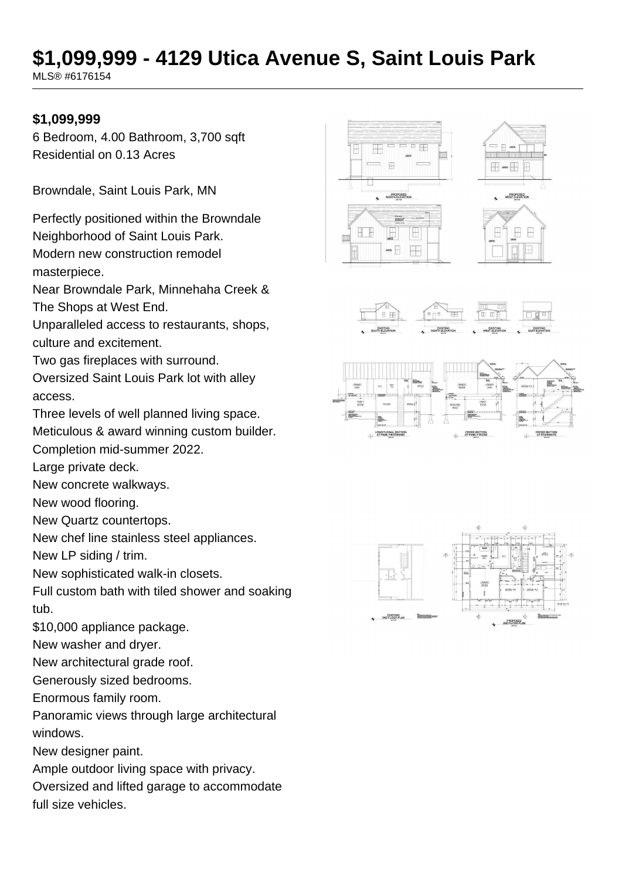# $1,099,999 - 4129 Utica Avenue S, Saint Louis Park

MLS® #6176154

**$1,099,999**

6 Bedroom, 4.00 Bathroom, 3,700 sqft
Residential on 0.13 Acres

Browndale, Saint Louis Park, MN

Perfectly positioned within the Browndale Neighborhood of Saint Louis Park.
Modern new construction remodel masterpiece.
Near Browndale Park, Minnehaha Creek & The Shops at West End.
Unparalleled access to restaurants, shops, culture and excitement.
Two gas fireplaces with surround.
Oversized Saint Louis Park lot with alley access.
Three levels of well planned living space.
Meticulous & award winning custom builder.
Completion mid-summer 2022.
Large private deck.
New concrete walkways.
New wood flooring.
New Quartz countertops.
New chef line stainless steel appliances.
New LP siding / trim.
New sophisticated walk-in closets.
Full custom bath with tiled shower and soaking tub.
$10,000 appliance package.
New washer and dryer.
New architectural grade roof.
Generously sized bedrooms.
Enormous family room.
Panoramic views through large architectural windows.
New designer paint.
Ample outdoor living space with privacy.
Oversized and lifted garage to accommodate full size vehicles.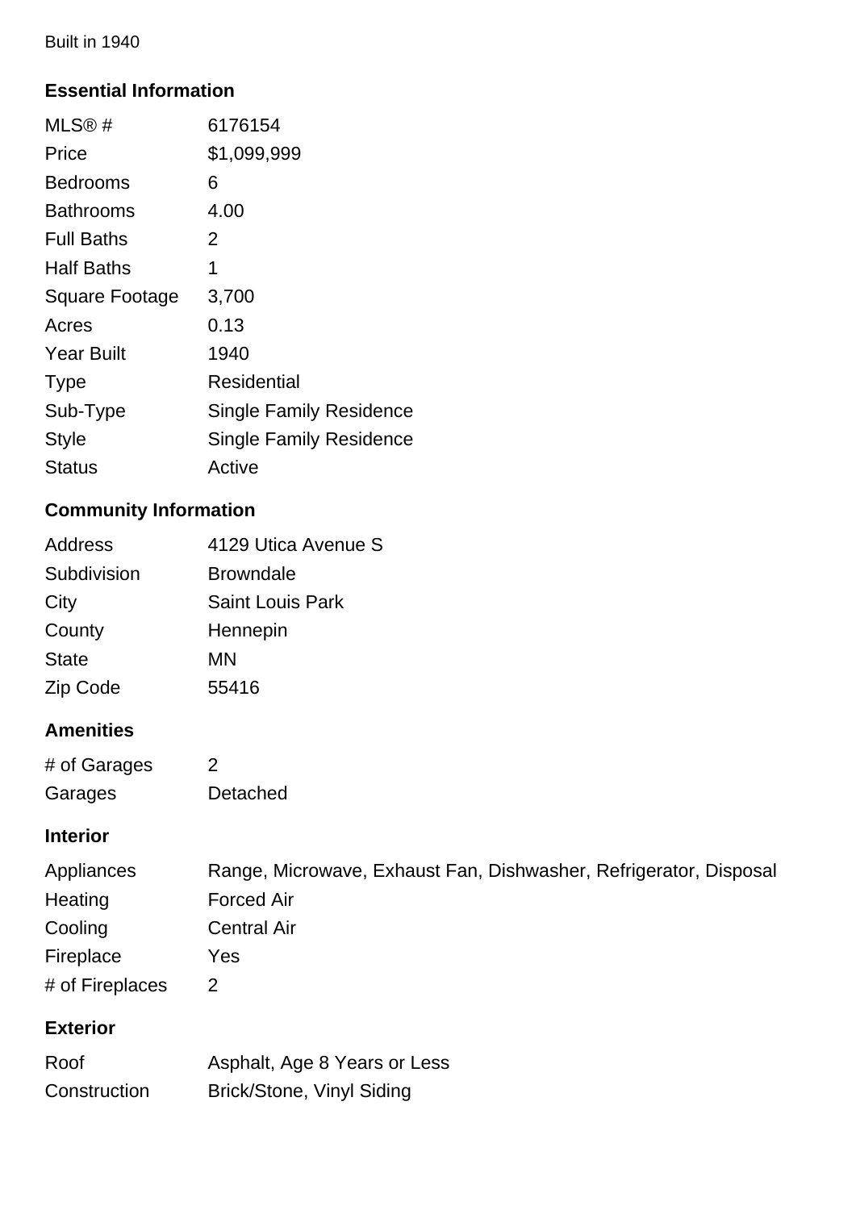Built in 1940

## Essential Information

| | |
|---|---|
| MLS® # | 6176154 |
| Price | $1,099,999 |
| Bedrooms | 6 |
| Bathrooms | 4.00 |
| Full Baths | 2 |
| Half Baths | 1 |
| Square Footage | 3,700 |
| Acres | 0.13 |
| Year Built | 1940 |
| Type | Residential |
| Sub-Type | Single Family Residence |
| Style | Single Family Residence |
| Status | Active |

## Community Information

| | |
|---|---|
| Address | 4129 Utica Avenue S |
| Subdivision | Browndale |
| City | Saint Louis Park |
| County | Hennepin |
| State | MN |
| Zip Code | 55416 |

## Amenities

| | |
|---|---|
| # of Garages | 2 |
| Garages | Detached |

## Interior

| | |
|---|---|
| Appliances | Range, Microwave, Exhaust Fan, Dishwasher, Refrigerator, Disposal |
| Heating | Forced Air |
| Cooling | Central Air |
| Fireplace | Yes |
| # of Fireplaces | 2 |

## Exterior

| | |
|---|---|
| Roof | Asphalt, Age 8 Years or Less |
| Construction | Brick/Stone, Vinyl Siding |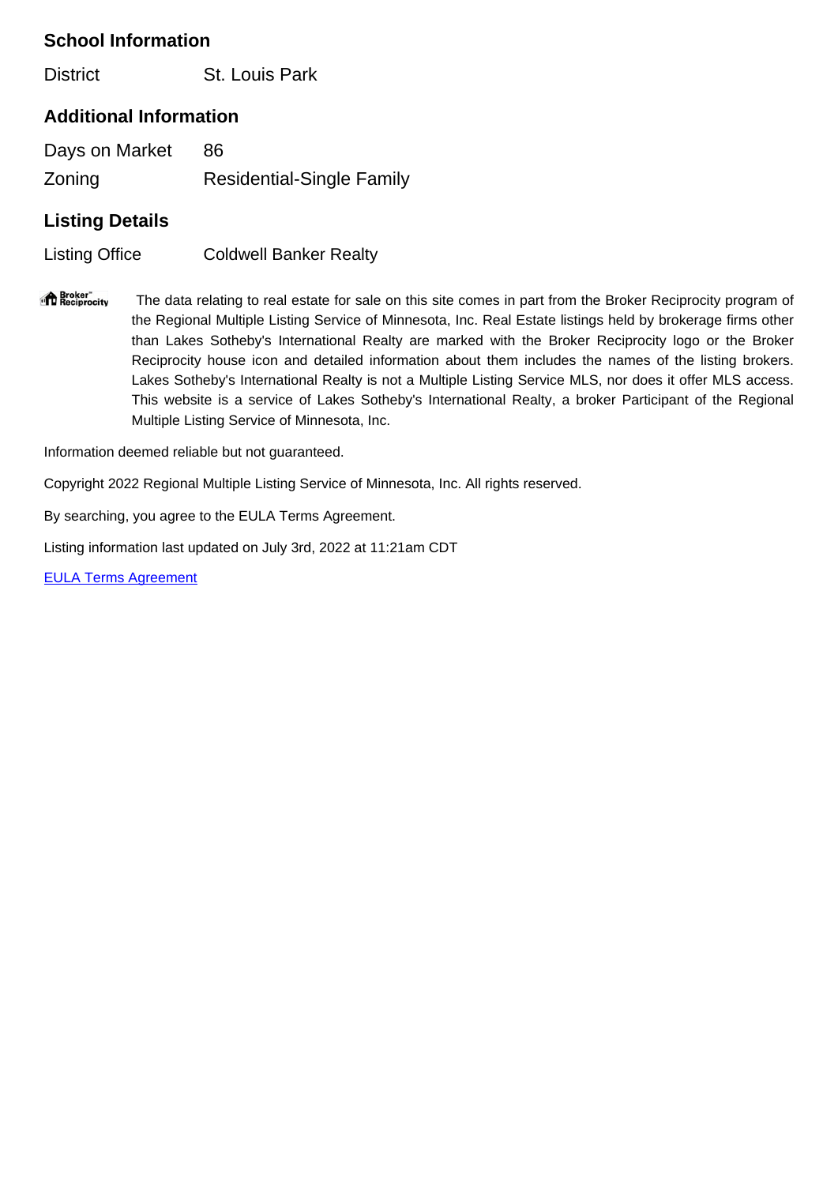### School Information

| | |
|---|---|
| District | St. Louis Park |

### Additional Information

| | |
|---|---|
| Days on Market | 86 |
| Zoning | Residential-Single Family |

### Listing Details

| | |
|---|---|
| Listing Office | Coldwell Banker Realty |

Broker Reciprocity The data relating to real estate for sale on this site comes in part from the Broker Reciprocity program of the Regional Multiple Listing Service of Minnesota, Inc. Real Estate listings held by brokerage firms other than Lakes Sotheby's International Realty are marked with the Broker Reciprocity logo or the Broker Reciprocity house icon and detailed information about them includes the names of the listing brokers. Lakes Sotheby's International Realty is not a Multiple Listing Service MLS, nor does it offer MLS access. This website is a service of Lakes Sotheby's International Realty, a broker Participant of the Regional Multiple Listing Service of Minnesota, Inc.

Information deemed reliable but not guaranteed.

Copyright 2022 Regional Multiple Listing Service of Minnesota, Inc. All rights reserved.

By searching, you agree to the EULA Terms Agreement.

Listing information last updated on July 3rd, 2022 at 11:21am CDT

EULA Terms Agreement